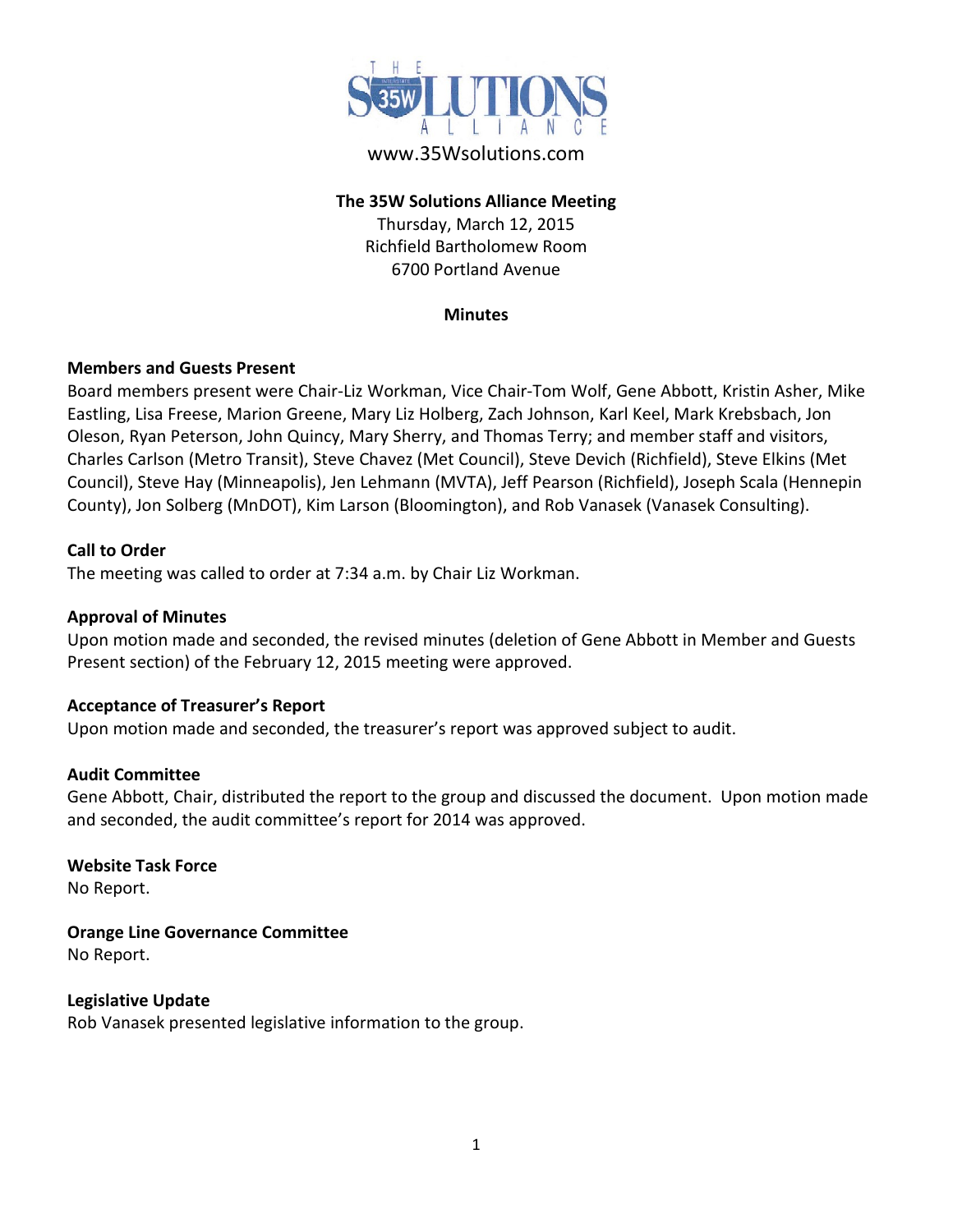THE 35W SOLUTIONS ALLIANCE

www.35Wsolutions.com

**The 35W Solutions Alliance Meeting**

Thursday, March 12, 2015
Richfield Bartholomew Room
6700 Portland Avenue

**Minutes**

**Members and Guests Present**

Board members present were Chair-Liz Workman, Vice Chair-Tom Wolf, Gene Abbott, Kristin Asher, Mike Eastling, Lisa Freese, Marion Greene, Mary Liz Holberg, Zach Johnson, Karl Keel, Mark Krebsbach, Jon Oleson, Ryan Peterson, John Quincy, Mary Sherry, and Thomas Terry; and member staff and visitors, Charles Carlson (Metro Transit), Steve Chavez (Met Council), Steve Devich (Richfield), Steve Elkins (Met Council), Steve Hay (Minneapolis), Jen Lehmann (MVTA), Jeff Pearson (Richfield), Joseph Scala (Hennepin County), Jon Solberg (MnDOT), Kim Larson (Bloomington), and Rob Vanasek (Vanasek Consulting).

**Call to Order**

The meeting was called to order at 7:34 a.m. by Chair Liz Workman.

**Approval of Minutes**

Upon motion made and seconded, the revised minutes (deletion of Gene Abbott in Member and Guests Present section) of the February 12, 2015 meeting were approved.

**Acceptance of Treasurer's Report**

Upon motion made and seconded, the treasurer's report was approved subject to audit.

**Audit Committee**

Gene Abbott, Chair, distributed the report to the group and discussed the document. Upon motion made and seconded, the audit committee's report for 2014 was approved.

**Website Task Force**

No Report.

**Orange Line Governance Committee**

No Report.

**Legislative Update**

Rob Vanasek presented legislative information to the group.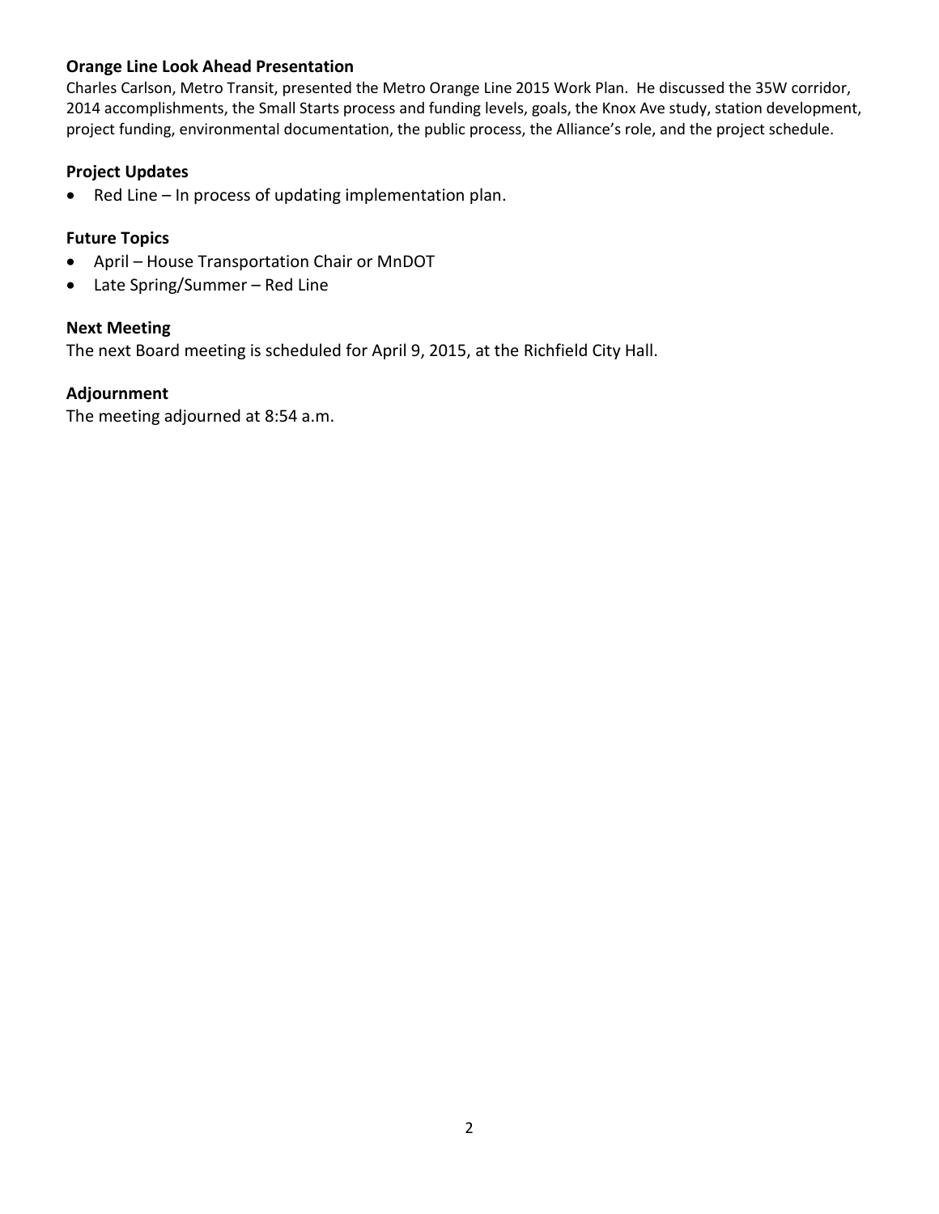**Orange Line Look Ahead Presentation**

Charles Carlson, Metro Transit, presented the Metro Orange Line 2015 Work Plan. He discussed the 35W corridor, 2014 accomplishments, the Small Starts process and funding levels, goals, the Knox Ave study, station development, project funding, environmental documentation, the public process, the Alliance's role, and the project schedule.

**Project Updates**

- Red Line – In process of updating implementation plan.

**Future Topics**

- April – House Transportation Chair or MnDOT
- Late Spring/Summer – Red Line

**Next Meeting**

The next Board meeting is scheduled for April 9, 2015, at the Richfield City Hall.

**Adjournment**

The meeting adjourned at 8:54 a.m.